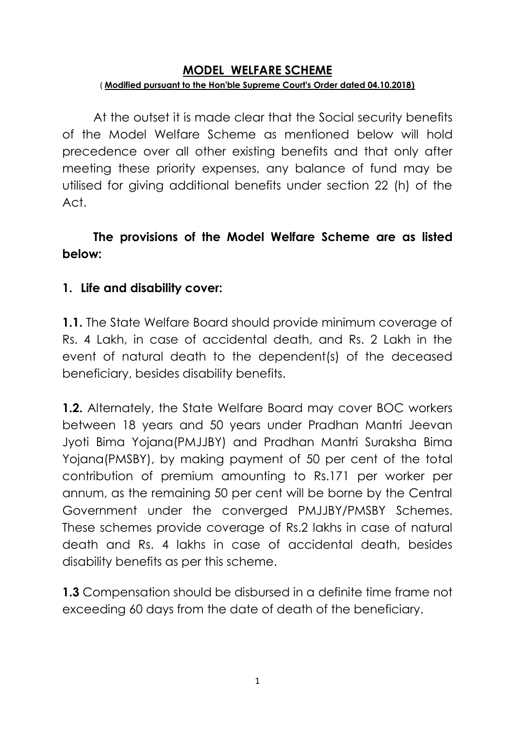# MODEL WELFARE SCHEME

**( Modified pursuant to the Hon'ble Supreme Court's Order dated 04.10.2018)**

At the outset it is made clear that the Social security benefits of the Model Welfare Scheme as mentioned below will hold precedence over all other existing benefits and that only after meeting these priority expenses, any balance of fund may be utilised for giving additional benefits under section 22 (h) of the Act.

**The provisions of the Model Welfare Scheme are as listed below:**

## 1. Life and disability cover:

**1.1.** The State Welfare Board should provide minimum coverage of Rs. 4 Lakh, in case of accidental death, and Rs. 2 Lakh in the event of natural death to the dependent(s) of the deceased beneficiary, besides disability benefits.

**1.2.** Alternately, the State Welfare Board may cover BOC workers between 18 years and 50 years under Pradhan Mantri Jeevan Jyoti Bima Yojana(PMJJBY) and Pradhan Mantri Suraksha Bima Yojana(PMSBY), by making payment of 50 per cent of the total contribution of premium amounting to Rs.171 per worker per annum, as the remaining 50 per cent will be borne by the Central Government under the converged PMJJBY/PMSBY Schemes. These schemes provide coverage of Rs.2 lakhs in case of natural death and Rs. 4 lakhs in case of accidental death, besides disability benefits as per this scheme.

**1.3** Compensation should be disbursed in a definite time frame not exceeding 60 days from the date of death of the beneficiary.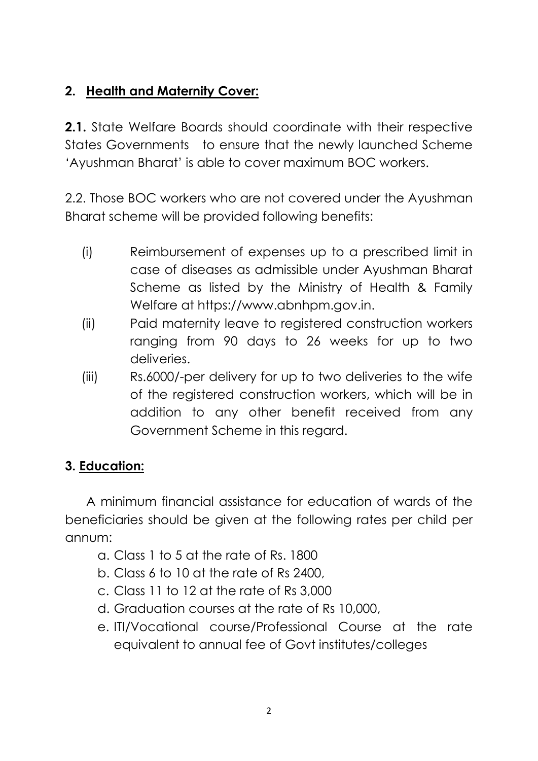## 2. Health and Maternity Cover:

**2.1.** State Welfare Boards should coordinate with their respective States Governments to ensure that the newly launched Scheme 'Ayushman Bharat' is able to cover maximum BOC workers.

2.2. Those BOC workers who are not covered under the Ayushman Bharat scheme will be provided following benefits:

(i) Reimbursement of expenses up to a prescribed limit in case of diseases as admissible under Ayushman Bharat Scheme as listed by the Ministry of Health & Family Welfare at https://www.abnhpm.gov.in.

(ii) Paid maternity leave to registered construction workers ranging from 90 days to 26 weeks for up to two deliveries.

(iii) Rs.6000/-per delivery for up to two deliveries to the wife of the registered construction workers, which will be in addition to any other benefit received from any Government Scheme in this regard.

## 3. Education:

A minimum financial assistance for education of wards of the beneficiaries should be given at the following rates per child per annum:

a. Class 1 to 5 at the rate of Rs. 1800
b. Class 6 to 10 at the rate of Rs 2400,
c. Class 11 to 12 at the rate of Rs 3,000
d. Graduation courses at the rate of Rs 10,000,
e. ITI/Vocational course/Professional Course at the rate equivalent to annual fee of Govt institutes/colleges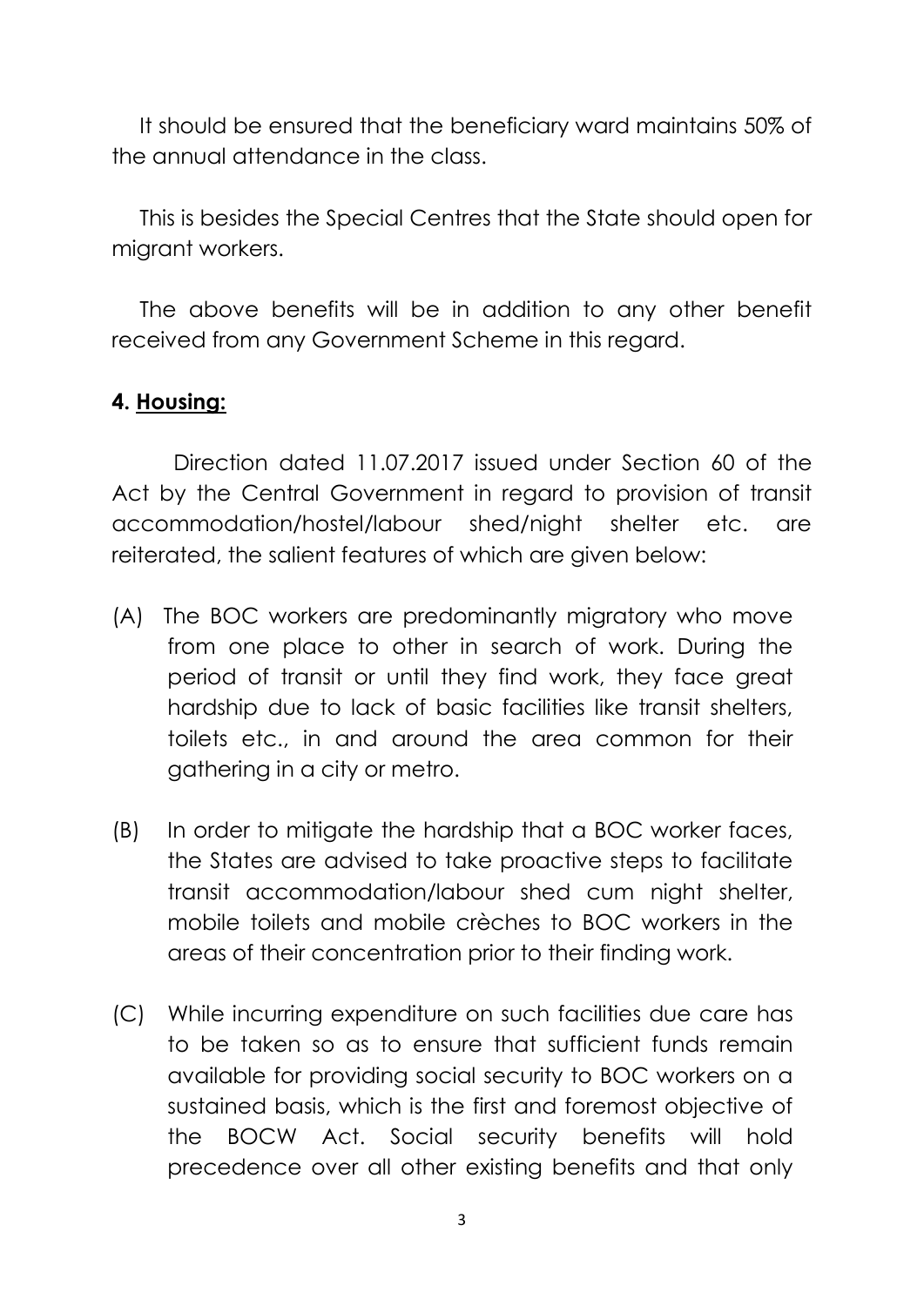It should be ensured that the beneficiary ward maintains 50% of the annual attendance in the class.

This is besides the Special Centres that the State should open for migrant workers.

The above benefits will be in addition to any other benefit received from any Government Scheme in this regard.

**4. Housing:**

Direction dated 11.07.2017 issued under Section 60 of the Act by the Central Government in regard to provision of transit accommodation/hostel/labour shed/night shelter etc. are reiterated, the salient features of which are given below:

(A) The BOC workers are predominantly migratory who move from one place to other in search of work. During the period of transit or until they find work, they face great hardship due to lack of basic facilities like transit shelters, toilets etc., in and around the area common for their gathering in a city or metro.

(B) In order to mitigate the hardship that a BOC worker faces, the States are advised to take proactive steps to facilitate transit accommodation/labour shed cum night shelter, mobile toilets and mobile crèches to BOC workers in the areas of their concentration prior to their finding work.

(C) While incurring expenditure on such facilities due care has to be taken so as to ensure that sufficient funds remain available for providing social security to BOC workers on a sustained basis, which is the first and foremost objective of the BOCW Act. Social security benefits will hold precedence over all other existing benefits and that only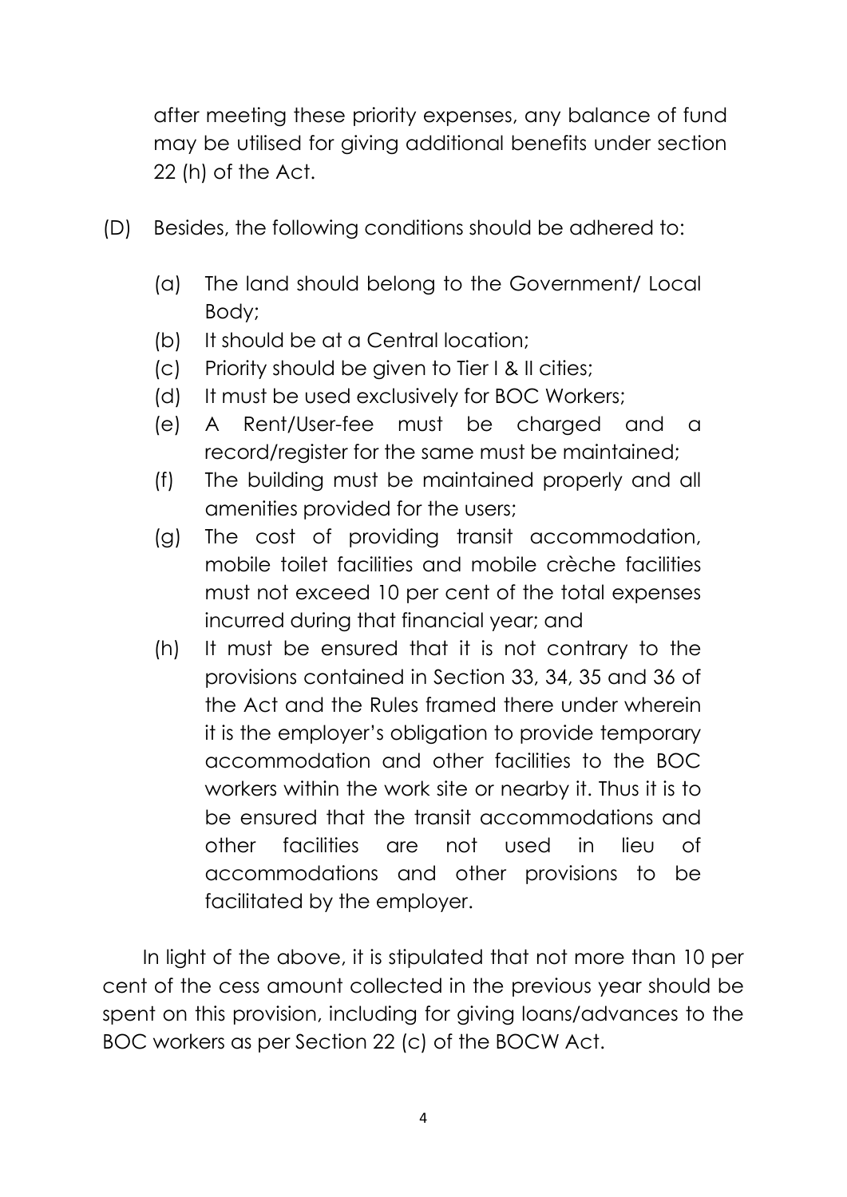after meeting these priority expenses, any balance of fund may be utilised for giving additional benefits under section 22 (h) of the Act.

(D) Besides, the following conditions should be adhered to:

(a) The land should belong to the Government/ Local Body;
(b) It should be at a Central location;
(c) Priority should be given to Tier I & II cities;
(d) It must be used exclusively for BOC Workers;
(e) A Rent/User-fee must be charged and a record/register for the same must be maintained;
(f) The building must be maintained properly and all amenities provided for the users;
(g) The cost of providing transit accommodation, mobile toilet facilities and mobile crèche facilities must not exceed 10 per cent of the total expenses incurred during that financial year; and
(h) It must be ensured that it is not contrary to the provisions contained in Section 33, 34, 35 and 36 of the Act and the Rules framed there under wherein it is the employer's obligation to provide temporary accommodation and other facilities to the BOC workers within the work site or nearby it. Thus it is to be ensured that the transit accommodations and other facilities are not used in lieu of accommodations and other provisions to be facilitated by the employer.

In light of the above, it is stipulated that not more than 10 per cent of the cess amount collected in the previous year should be spent on this provision, including for giving loans/advances to the BOC workers as per Section 22 (c) of the BOCW Act.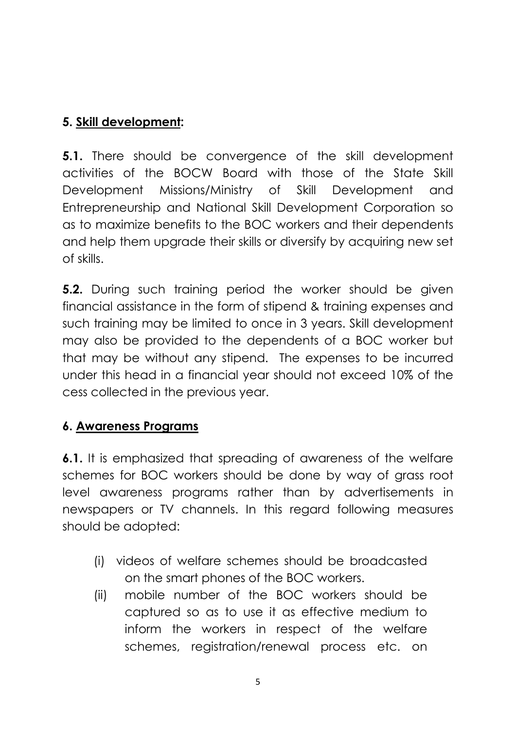## 5. **<u>Skill development</u>:**

**5.1.** There should be convergence of the skill development activities of the BOCW Board with those of the State Skill Development Missions/Ministry of Skill Development and Entrepreneurship and National Skill Development Corporation so as to maximize benefits to the BOC workers and their dependents and help them upgrade their skills or diversify by acquiring new set of skills.

**5.2.** During such training period the worker should be given financial assistance in the form of stipend & training expenses and such training may be limited to once in 3 years. Skill development may also be provided to the dependents of a BOC worker but that may be without any stipend. The expenses to be incurred under this head in a financial year should not exceed 10% of the cess collected in the previous year.

## 6. **<u>Awareness Programs</u>**

**6.1.** It is emphasized that spreading of awareness of the welfare schemes for BOC workers should be done by way of grass root level awareness programs rather than by advertisements in newspapers or TV channels. In this regard following measures should be adopted:

(i) videos of welfare schemes should be broadcasted on the smart phones of the BOC workers.

(ii) mobile number of the BOC workers should be captured so as to use it as effective medium to inform the workers in respect of the welfare schemes, registration/renewal process etc. on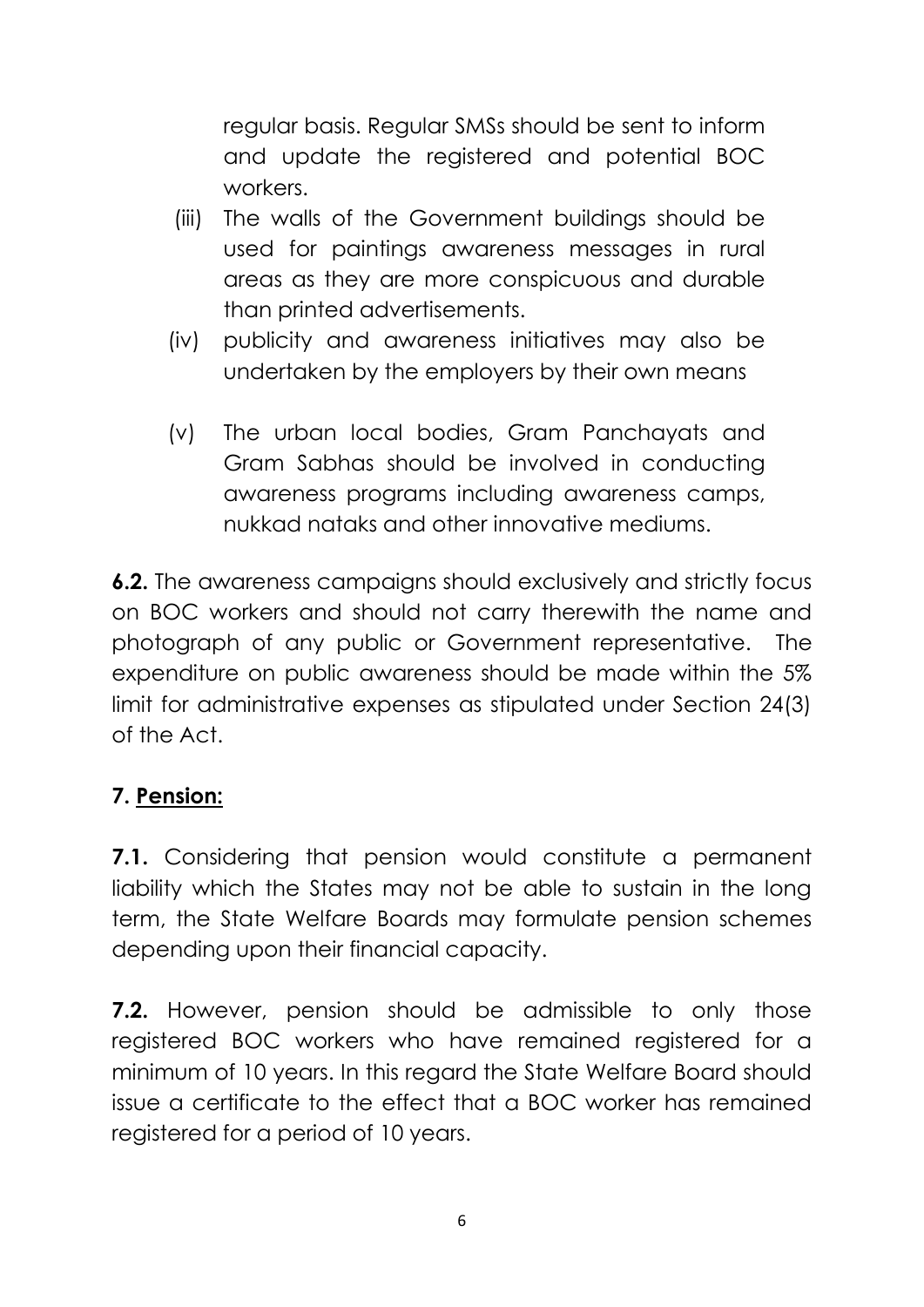regular basis. Regular SMSs should be sent to inform and update the registered and potential BOC workers.

(iii) The walls of the Government buildings should be used for paintings awareness messages in rural areas as they are more conspicuous and durable than printed advertisements.

(iv) publicity and awareness initiatives may also be undertaken by the employers by their own means

(v) The urban local bodies, Gram Panchayats and Gram Sabhas should be involved in conducting awareness programs including awareness camps, nukkad nataks and other innovative mediums.

**6.2.** The awareness campaigns should exclusively and strictly focus on BOC workers and should not carry therewith the name and photograph of any public or Government representative. The expenditure on public awareness should be made within the 5% limit for administrative expenses as stipulated under Section 24(3) of the Act.

## 7. Pension:

**7.1.** Considering that pension would constitute a permanent liability which the States may not be able to sustain in the long term, the State Welfare Boards may formulate pension schemes depending upon their financial capacity.

**7.2.** However, pension should be admissible to only those registered BOC workers who have remained registered for a minimum of 10 years. In this regard the State Welfare Board should issue a certificate to the effect that a BOC worker has remained registered for a period of 10 years.